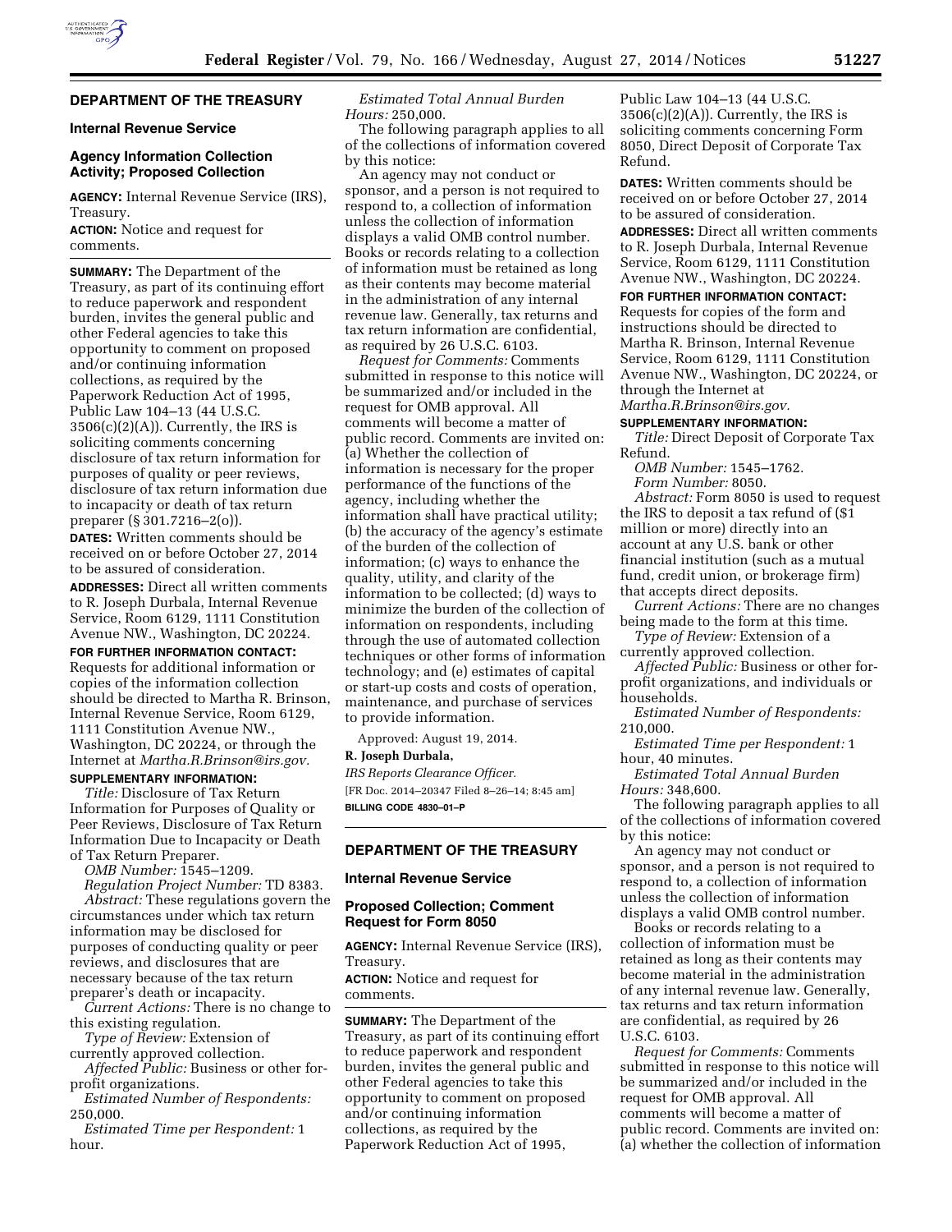## DEPARTMENT OF THE TREASURY

### Internal Revenue Service

### Agency Information Collection Activity; Proposed Collection

**AGENCY:** Internal Revenue Service (IRS), Treasury.

**ACTION:** Notice and request for comments.

**SUMMARY:** The Department of the Treasury, as part of its continuing effort to reduce paperwork and respondent burden, invites the general public and other Federal agencies to take this opportunity to comment on proposed and/or continuing information collections, as required by the Paperwork Reduction Act of 1995, Public Law 104–13 (44 U.S.C. 3506(c)(2)(A)). Currently, the IRS is soliciting comments concerning disclosure of tax return information for purposes of quality or peer reviews, disclosure of tax return information due to incapacity or death of tax return preparer (§ 301.7216–2(o)).

**DATES:** Written comments should be received on or before October 27, 2014 to be assured of consideration.

**ADDRESSES:** Direct all written comments to R. Joseph Durbala, Internal Revenue Service, Room 6129, 1111 Constitution Avenue NW., Washington, DC 20224.

**FOR FURTHER INFORMATION CONTACT:** Requests for additional information or copies of the information collection should be directed to Martha R. Brinson, Internal Revenue Service, Room 6129, 1111 Constitution Avenue NW., Washington, DC 20224, or through the Internet at *Martha.R.Brinson@irs.gov.*

**SUPPLEMENTARY INFORMATION:**

*Title:* Disclosure of Tax Return Information for Purposes of Quality or Peer Reviews, Disclosure of Tax Return Information Due to Incapacity or Death of Tax Return Preparer.

*OMB Number:* 1545–1209.

*Regulation Project Number:* TD 8383.

*Abstract:* These regulations govern the circumstances under which tax return information may be disclosed for purposes of conducting quality or peer reviews, and disclosures that are necessary because of the tax return preparer's death or incapacity.

*Current Actions:* There is no change to this existing regulation.

*Type of Review:* Extension of currently approved collection.

*Affected Public:* Business or other for-profit organizations.

*Estimated Number of Respondents:* 250,000.

*Estimated Time per Respondent:* 1 hour.

*Estimated Total Annual Burden Hours:* 250,000.

The following paragraph applies to all of the collections of information covered by this notice:

An agency may not conduct or sponsor, and a person is not required to respond to, a collection of information unless the collection of information displays a valid OMB control number. Books or records relating to a collection of information must be retained as long as their contents may become material in the administration of any internal revenue law. Generally, tax returns and tax return information are confidential, as required by 26 U.S.C. 6103.

*Request for Comments:* Comments submitted in response to this notice will be summarized and/or included in the request for OMB approval. All comments will become a matter of public record. Comments are invited on: (a) Whether the collection of information is necessary for the proper performance of the functions of the agency, including whether the information shall have practical utility; (b) the accuracy of the agency's estimate of the burden of the collection of information; (c) ways to enhance the quality, utility, and clarity of the information to be collected; (d) ways to minimize the burden of the collection of information on respondents, including through the use of automated collection techniques or other forms of information technology; and (e) estimates of capital or start-up costs and costs of operation, maintenance, and purchase of services to provide information.

Approved: August 19, 2014.

**R. Joseph Durbala,**

*IRS Reports Clearance Officer.*

[FR Doc. 2014–20347 Filed 8–26–14; 8:45 am]

**BILLING CODE 4830–01–P**

## DEPARTMENT OF THE TREASURY

### Internal Revenue Service

### Proposed Collection; Comment Request for Form 8050

**AGENCY:** Internal Revenue Service (IRS), Treasury.

**ACTION:** Notice and request for comments.

**SUMMARY:** The Department of the Treasury, as part of its continuing effort to reduce paperwork and respondent burden, invites the general public and other Federal agencies to take this opportunity to comment on proposed and/or continuing information collections, as required by the Paperwork Reduction Act of 1995, Public Law 104–13 (44 U.S.C. 3506(c)(2)(A)). Currently, the IRS is soliciting comments concerning Form 8050, Direct Deposit of Corporate Tax Refund.

**DATES:** Written comments should be received on or before October 27, 2014 to be assured of consideration.

**ADDRESSES:** Direct all written comments to R. Joseph Durbala, Internal Revenue Service, Room 6129, 1111 Constitution Avenue NW., Washington, DC 20224.

**FOR FURTHER INFORMATION CONTACT:** Requests for copies of the form and instructions should be directed to Martha R. Brinson, Internal Revenue Service, Room 6129, 1111 Constitution Avenue NW., Washington, DC 20224, or through the Internet at *Martha.R.Brinson@irs.gov.*

**SUPPLEMENTARY INFORMATION:**

*Title:* Direct Deposit of Corporate Tax Refund.

*OMB Number:* 1545–1762.

*Form Number:* 8050.

*Abstract:* Form 8050 is used to request the IRS to deposit a tax refund of ($1 million or more) directly into an account at any U.S. bank or other financial institution (such as a mutual fund, credit union, or brokerage firm) that accepts direct deposits.

*Current Actions:* There are no changes being made to the form at this time.

*Type of Review:* Extension of a currently approved collection.

*Affected Public:* Business or other for-profit organizations, and individuals or households.

*Estimated Number of Respondents:* 210,000.

*Estimated Time per Respondent:* 1 hour, 40 minutes.

*Estimated Total Annual Burden Hours:* 348,600.

The following paragraph applies to all of the collections of information covered by this notice:

An agency may not conduct or sponsor, and a person is not required to respond to, a collection of information unless the collection of information displays a valid OMB control number.

Books or records relating to a collection of information must be retained as long as their contents may become material in the administration of any internal revenue law. Generally, tax returns and tax return information are confidential, as required by 26 U.S.C. 6103.

*Request for Comments:* Comments submitted in response to this notice will be summarized and/or included in the request for OMB approval. All comments will become a matter of public record. Comments are invited on: (a) whether the collection of information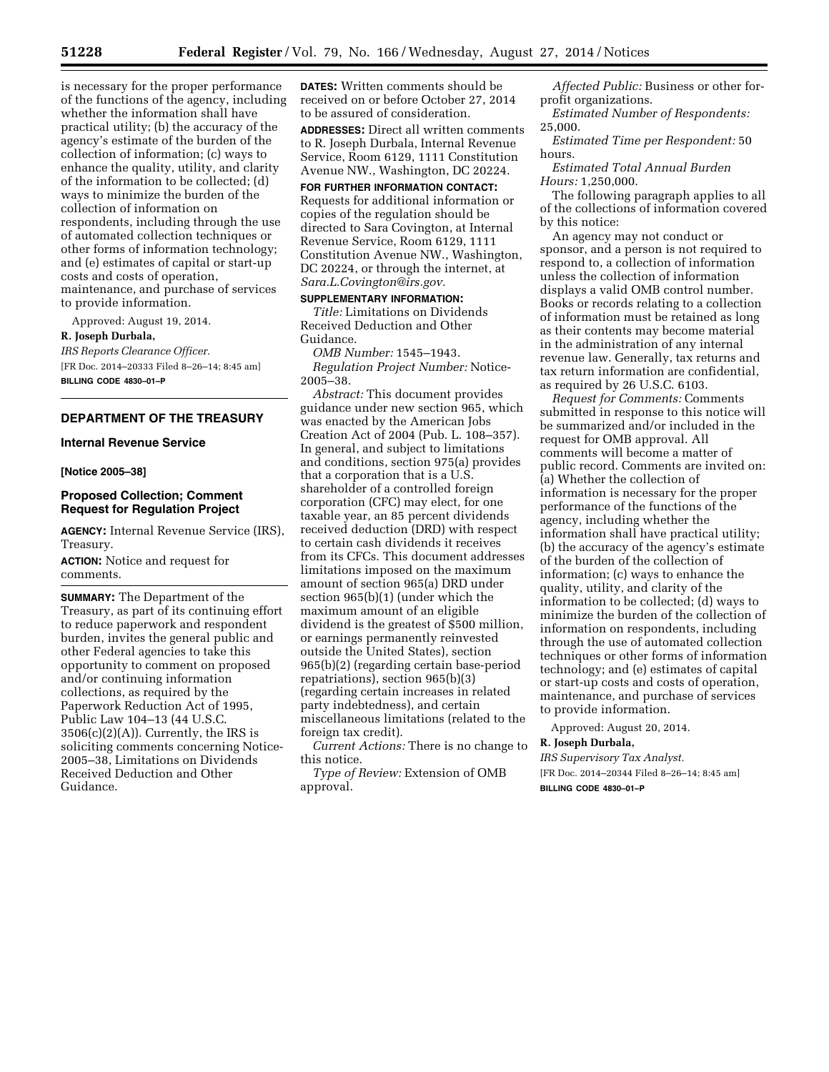is necessary for the proper performance of the functions of the agency, including whether the information shall have practical utility; (b) the accuracy of the agency's estimate of the burden of the collection of information; (c) ways to enhance the quality, utility, and clarity of the information to be collected; (d) ways to minimize the burden of the collection of information on respondents, including through the use of automated collection techniques or other forms of information technology; and (e) estimates of capital or start-up costs and costs of operation, maintenance, and purchase of services to provide information.

Approved: August 19, 2014.

**R. Joseph Durbala,**

*IRS Reports Clearance Officer.*

[FR Doc. 2014–20333 Filed 8–26–14; 8:45 am]

**BILLING CODE 4830–01–P**

---

## DEPARTMENT OF THE TREASURY

### Internal Revenue Service

**[Notice 2005–38]**

### Proposed Collection; Comment Request for Regulation Project

**AGENCY:** Internal Revenue Service (IRS), Treasury.

**ACTION:** Notice and request for comments.

**SUMMARY:** The Department of the Treasury, as part of its continuing effort to reduce paperwork and respondent burden, invites the general public and other Federal agencies to take this opportunity to comment on proposed and/or continuing information collections, as required by the Paperwork Reduction Act of 1995, Public Law 104–13 (44 U.S.C. 3506(c)(2)(A)). Currently, the IRS is soliciting comments concerning Notice-2005–38, Limitations on Dividends Received Deduction and Other Guidance.

**DATES:** Written comments should be received on or before October 27, 2014 to be assured of consideration.

**ADDRESSES:** Direct all written comments to R. Joseph Durbala, Internal Revenue Service, Room 6129, 1111 Constitution Avenue NW., Washington, DC 20224.

**FOR FURTHER INFORMATION CONTACT:** Requests for additional information or copies of the regulation should be directed to Sara Covington, at Internal Revenue Service, Room 6129, 1111 Constitution Avenue NW., Washington, DC 20224, or through the internet, at *Sara.L.Covington@irs.gov.*

**SUPPLEMENTARY INFORMATION:**

*Title:* Limitations on Dividends Received Deduction and Other Guidance.

*OMB Number:* 1545–1943.

*Regulation Project Number:* Notice-2005–38.

*Abstract:* This document provides guidance under new section 965, which was enacted by the American Jobs Creation Act of 2004 (Pub. L. 108–357). In general, and subject to limitations and conditions, section 975(a) provides that a corporation that is a U.S. shareholder of a controlled foreign corporation (CFC) may elect, for one taxable year, an 85 percent dividends received deduction (DRD) with respect to certain cash dividends it receives from its CFCs. This document addresses limitations imposed on the maximum amount of section 965(a) DRD under section 965(b)(1) (under which the maximum amount of an eligible dividend is the greatest of $500 million, or earnings permanently reinvested outside the United States), section 965(b)(2) (regarding certain base-period repatriations), section 965(b)(3) (regarding certain increases in related party indebtedness), and certain miscellaneous limitations (related to the foreign tax credit).

*Current Actions:* There is no change to this notice.

*Type of Review:* Extension of OMB approval.

*Affected Public:* Business or other for-profit organizations.

*Estimated Number of Respondents:* 25,000.

*Estimated Time per Respondent:* 50 hours.

*Estimated Total Annual Burden Hours:* 1,250,000.

The following paragraph applies to all of the collections of information covered by this notice:

An agency may not conduct or sponsor, and a person is not required to respond to, a collection of information unless the collection of information displays a valid OMB control number. Books or records relating to a collection of information must be retained as long as their contents may become material in the administration of any internal revenue law. Generally, tax returns and tax return information are confidential, as required by 26 U.S.C. 6103.

*Request for Comments:* Comments submitted in response to this notice will be summarized and/or included in the request for OMB approval. All comments will become a matter of public record. Comments are invited on: (a) Whether the collection of information is necessary for the proper performance of the functions of the agency, including whether the information shall have practical utility; (b) the accuracy of the agency's estimate of the burden of the collection of information; (c) ways to enhance the quality, utility, and clarity of the information to be collected; (d) ways to minimize the burden of the collection of information on respondents, including through the use of automated collection techniques or other forms of information technology; and (e) estimates of capital or start-up costs and costs of operation, maintenance, and purchase of services to provide information.

Approved: August 20, 2014.

**R. Joseph Durbala,**

*IRS Supervisory Tax Analyst.*

[FR Doc. 2014–20344 Filed 8–26–14; 8:45 am]

**BILLING CODE 4830–01–P**